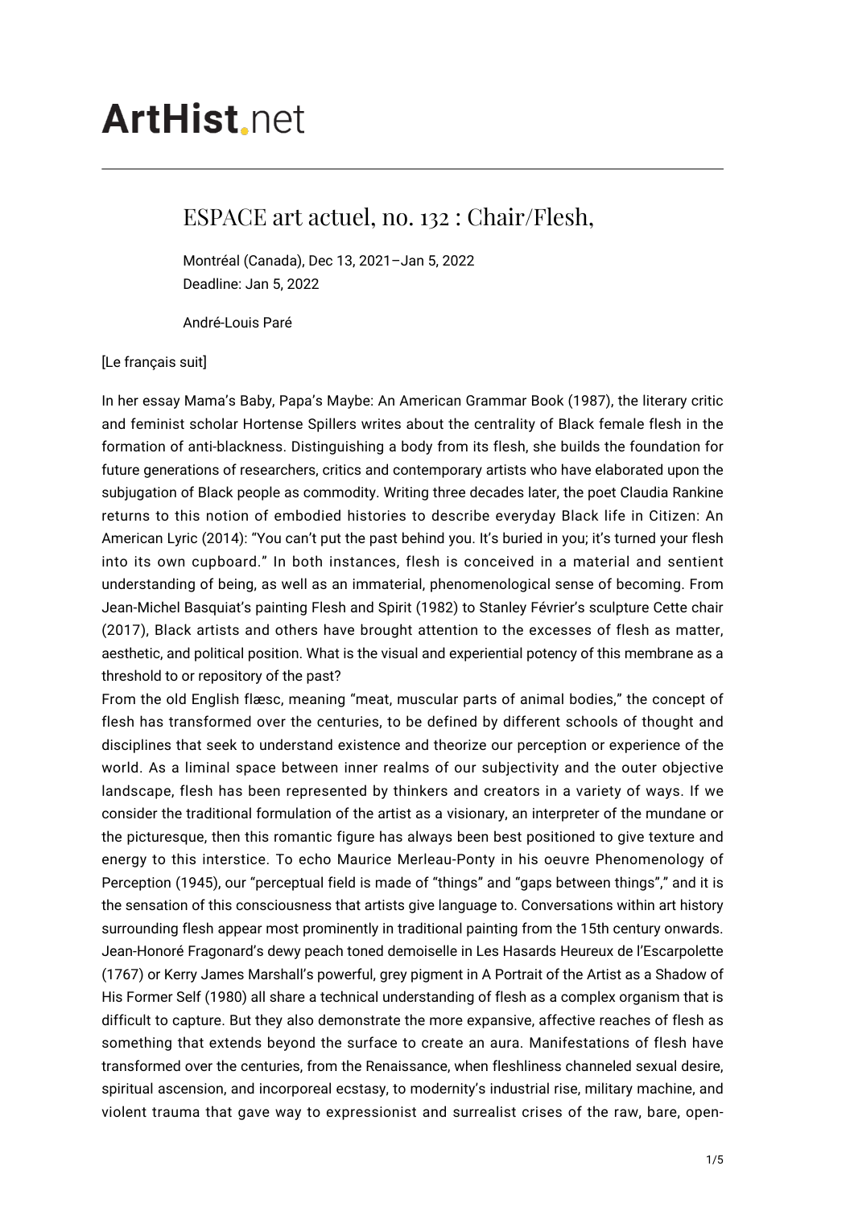# ArtHist.net

## ESPACE art actuel, no. 132 : Chair/Flesh,

Montréal (Canada), Dec 13, 2021–Jan 5, 2022
Deadline: Jan 5, 2022

André-Louis Paré

[Le français suit]

In her essay Mama's Baby, Papa's Maybe: An American Grammar Book (1987), the literary critic and feminist scholar Hortense Spillers writes about the centrality of Black female flesh in the formation of anti-blackness. Distinguishing a body from its flesh, she builds the foundation for future generations of researchers, critics and contemporary artists who have elaborated upon the subjugation of Black people as commodity. Writing three decades later, the poet Claudia Rankine returns to this notion of embodied histories to describe everyday Black life in Citizen: An American Lyric (2014): "You can't put the past behind you. It's buried in you; it's turned your flesh into its own cupboard." In both instances, flesh is conceived in a material and sentient understanding of being, as well as an immaterial, phenomenological sense of becoming. From Jean-Michel Basquiat's painting Flesh and Spirit (1982) to Stanley Février's sculpture Cette chair (2017), Black artists and others have brought attention to the excesses of flesh as matter, aesthetic, and political position. What is the visual and experiential potency of this membrane as a threshold to or repository of the past?

From the old English flæsc, meaning "meat, muscular parts of animal bodies," the concept of flesh has transformed over the centuries, to be defined by different schools of thought and disciplines that seek to understand existence and theorize our perception or experience of the world. As a liminal space between inner realms of our subjectivity and the outer objective landscape, flesh has been represented by thinkers and creators in a variety of ways. If we consider the traditional formulation of the artist as a visionary, an interpreter of the mundane or the picturesque, then this romantic figure has always been best positioned to give texture and energy to this interstice. To echo Maurice Merleau-Ponty in his oeuvre Phenomenology of Perception (1945), our "perceptual field is made of "things" and "gaps between things"," and it is the sensation of this consciousness that artists give language to. Conversations within art history surrounding flesh appear most prominently in traditional painting from the 15th century onwards. Jean-Honoré Fragonard's dewy peach toned demoiselle in Les Hasards Heureux de l'Escarpolette (1767) or Kerry James Marshall's powerful, grey pigment in A Portrait of the Artist as a Shadow of His Former Self (1980) all share a technical understanding of flesh as a complex organism that is difficult to capture. But they also demonstrate the more expansive, affective reaches of flesh as something that extends beyond the surface to create an aura. Manifestations of flesh have transformed over the centuries, from the Renaissance, when fleshliness channeled sexual desire, spiritual ascension, and incorporeal ecstasy, to modernity's industrial rise, military machine, and violent trauma that gave way to expressionist and surrealist crises of the raw, bare, open-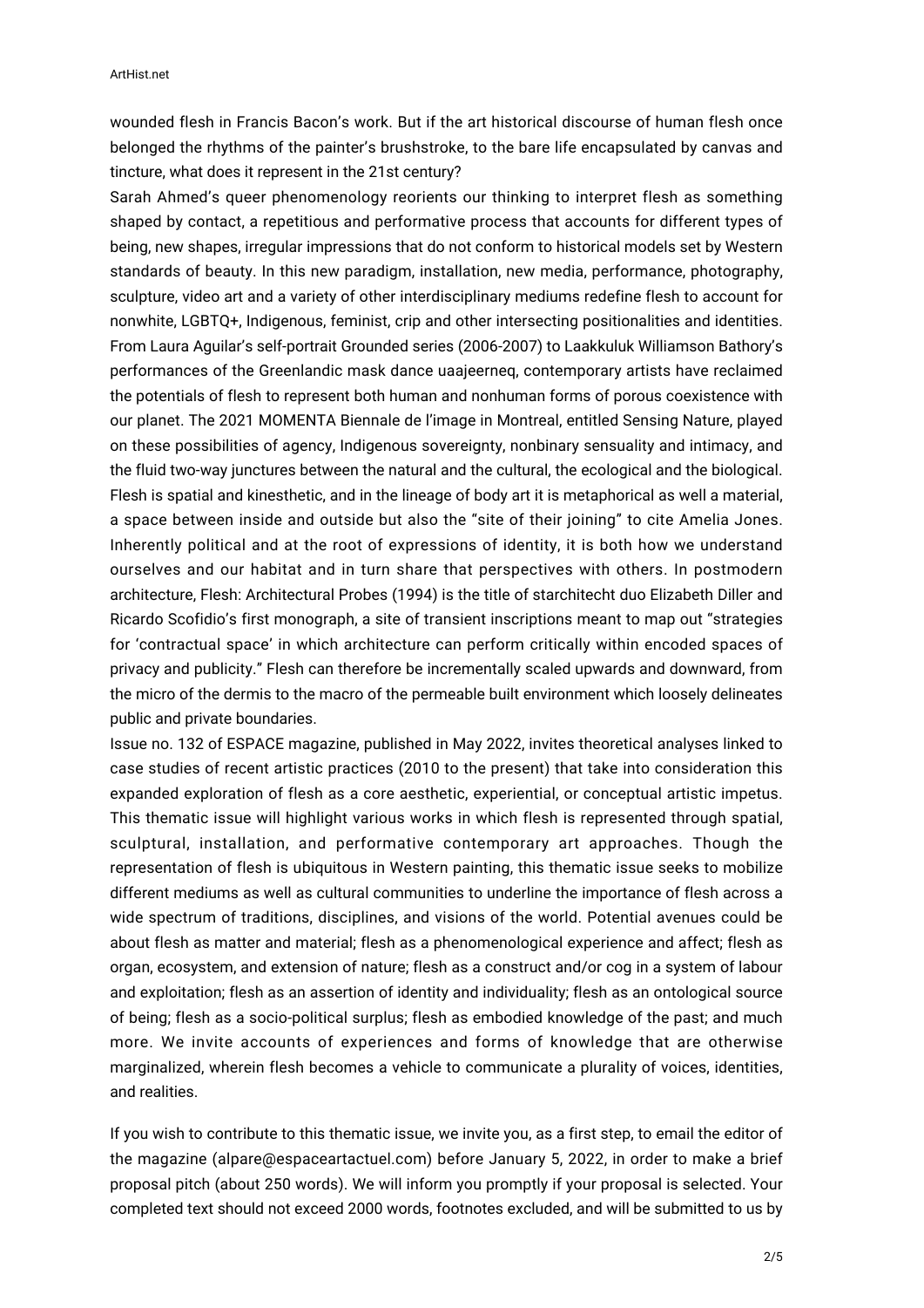wounded flesh in Francis Bacon's work. But if the art historical discourse of human flesh once belonged the rhythms of the painter's brushstroke, to the bare life encapsulated by canvas and tincture, what does it represent in the 21st century?

Sarah Ahmed's queer phenomenology reorients our thinking to interpret flesh as something shaped by contact, a repetitious and performative process that accounts for different types of being, new shapes, irregular impressions that do not conform to historical models set by Western standards of beauty. In this new paradigm, installation, new media, performance, photography, sculpture, video art and a variety of other interdisciplinary mediums redefine flesh to account for nonwhite, LGBTQ+, Indigenous, feminist, crip and other intersecting positionalities and identities. From Laura Aguilar's self-portrait Grounded series (2006-2007) to Laakkuluk Williamson Bathory's performances of the Greenlandic mask dance uaajeerneq, contemporary artists have reclaimed the potentials of flesh to represent both human and nonhuman forms of porous coexistence with our planet. The 2021 MOMENTA Biennale de l'image in Montreal, entitled Sensing Nature, played on these possibilities of agency, Indigenous sovereignty, nonbinary sensuality and intimacy, and the fluid two-way junctures between the natural and the cultural, the ecological and the biological. Flesh is spatial and kinesthetic, and in the lineage of body art it is metaphorical as well a material, a space between inside and outside but also the "site of their joining" to cite Amelia Jones. Inherently political and at the root of expressions of identity, it is both how we understand ourselves and our habitat and in turn share that perspectives with others. In postmodern architecture, Flesh: Architectural Probes (1994) is the title of starchitecht duo Elizabeth Diller and Ricardo Scofidio's first monograph, a site of transient inscriptions meant to map out "strategies for 'contractual space' in which architecture can perform critically within encoded spaces of privacy and publicity." Flesh can therefore be incrementally scaled upwards and downward, from the micro of the dermis to the macro of the permeable built environment which loosely delineates public and private boundaries.

Issue no. 132 of ESPACE magazine, published in May 2022, invites theoretical analyses linked to case studies of recent artistic practices (2010 to the present) that take into consideration this expanded exploration of flesh as a core aesthetic, experiential, or conceptual artistic impetus. This thematic issue will highlight various works in which flesh is represented through spatial, sculptural, installation, and performative contemporary art approaches. Though the representation of flesh is ubiquitous in Western painting, this thematic issue seeks to mobilize different mediums as well as cultural communities to underline the importance of flesh across a wide spectrum of traditions, disciplines, and visions of the world. Potential avenues could be about flesh as matter and material; flesh as a phenomenological experience and affect; flesh as organ, ecosystem, and extension of nature; flesh as a construct and/or cog in a system of labour and exploitation; flesh as an assertion of identity and individuality; flesh as an ontological source of being; flesh as a socio-political surplus; flesh as embodied knowledge of the past; and much more. We invite accounts of experiences and forms of knowledge that are otherwise marginalized, wherein flesh becomes a vehicle to communicate a plurality of voices, identities, and realities.

If you wish to contribute to this thematic issue, we invite you, as a first step, to email the editor of the magazine (alpare@espaceartactuel.com) before January 5, 2022, in order to make a brief proposal pitch (about 250 words). We will inform you promptly if your proposal is selected. Your completed text should not exceed 2000 words, footnotes excluded, and will be submitted to us by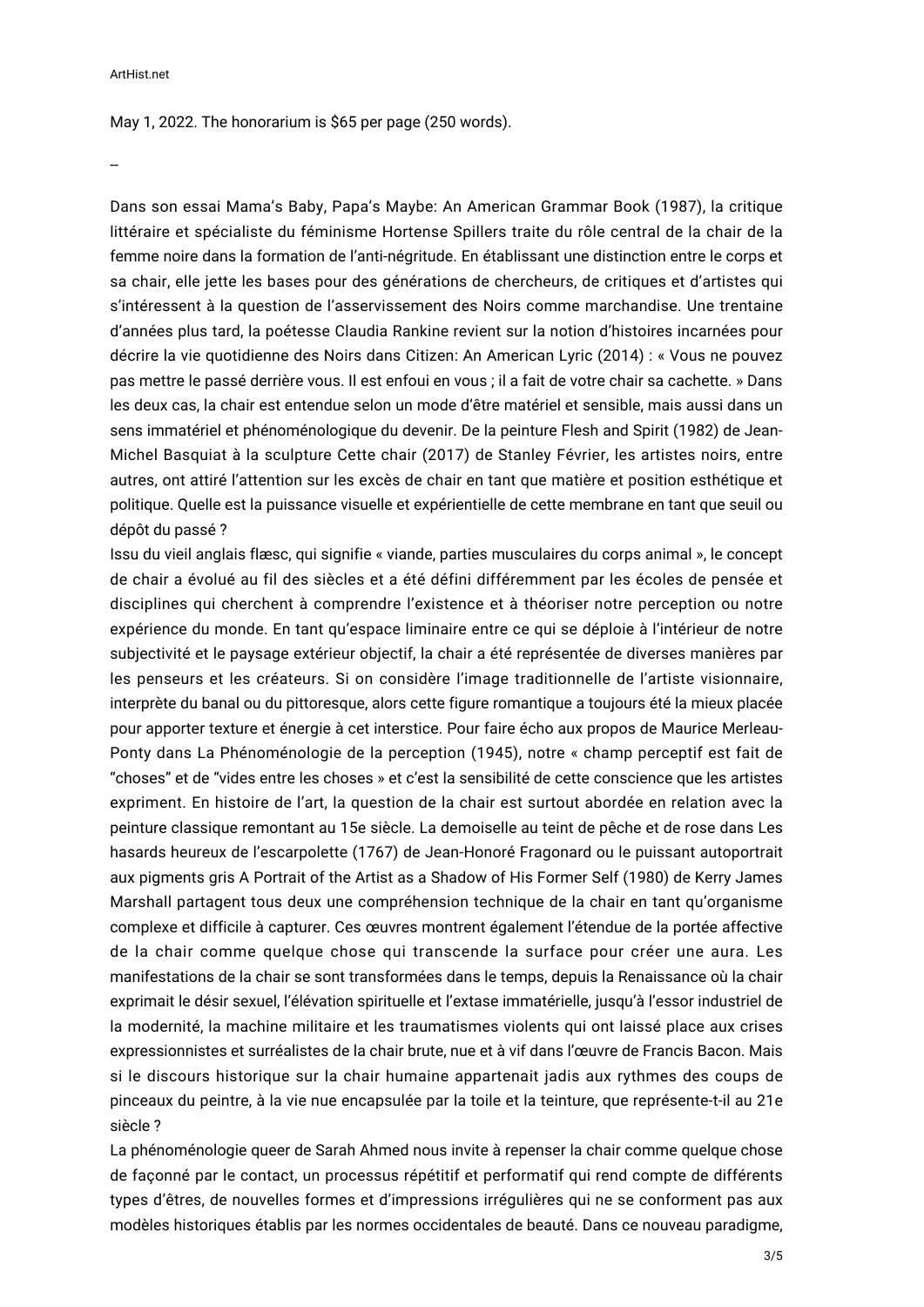May 1, 2022. The honorarium is $65 per page (250 words).

--

Dans son essai Mama's Baby, Papa's Maybe: An American Grammar Book (1987), la critique littéraire et spécialiste du féminisme Hortense Spillers traite du rôle central de la chair de la femme noire dans la formation de l'anti-négritude. En établissant une distinction entre le corps et sa chair, elle jette les bases pour des générations de chercheurs, de critiques et d'artistes qui s'intéressent à la question de l'asservissement des Noirs comme marchandise. Une trentaine d'années plus tard, la poétesse Claudia Rankine revient sur la notion d'histoires incarnées pour décrire la vie quotidienne des Noirs dans Citizen: An American Lyric (2014) : « Vous ne pouvez pas mettre le passé derrière vous. Il est enfoui en vous ; il a fait de votre chair sa cachette. » Dans les deux cas, la chair est entendue selon un mode d'être matériel et sensible, mais aussi dans un sens immatériel et phénoménologique du devenir. De la peinture Flesh and Spirit (1982) de Jean-Michel Basquiat à la sculpture Cette chair (2017) de Stanley Février, les artistes noirs, entre autres, ont attiré l'attention sur les excès de chair en tant que matière et position esthétique et politique. Quelle est la puissance visuelle et expérientielle de cette membrane en tant que seuil ou dépôt du passé ?

Issu du vieil anglais flæsc, qui signifie « viande, parties musculaires du corps animal », le concept de chair a évolué au fil des siècles et a été défini différemment par les écoles de pensée et disciplines qui cherchent à comprendre l'existence et à théoriser notre perception ou notre expérience du monde. En tant qu'espace liminaire entre ce qui se déploie à l'intérieur de notre subjectivité et le paysage extérieur objectif, la chair a été représentée de diverses manières par les penseurs et les créateurs. Si on considère l'image traditionnelle de l'artiste visionnaire, interprète du banal ou du pittoresque, alors cette figure romantique a toujours été la mieux placée pour apporter texture et énergie à cet interstice. Pour faire écho aux propos de Maurice Merleau-Ponty dans La Phénoménologie de la perception (1945), notre « champ perceptif est fait de "choses" et de "vides entre les choses » et c'est la sensibilité de cette conscience que les artistes expriment. En histoire de l'art, la question de la chair est surtout abordée en relation avec la peinture classique remontant au 15e siècle. La demoiselle au teint de pêche et de rose dans Les hasards heureux de l'escarpolette (1767) de Jean-Honoré Fragonard ou le puissant autoportrait aux pigments gris A Portrait of the Artist as a Shadow of His Former Self (1980) de Kerry James Marshall partagent tous deux une compréhension technique de la chair en tant qu'organisme complexe et difficile à capturer. Ces œuvres montrent également l'étendue de la portée affective de la chair comme quelque chose qui transcende la surface pour créer une aura. Les manifestations de la chair se sont transformées dans le temps, depuis la Renaissance où la chair exprimait le désir sexuel, l'élévation spirituelle et l'extase immatérielle, jusqu'à l'essor industriel de la modernité, la machine militaire et les traumatismes violents qui ont laissé place aux crises expressionnistes et surréalistes de la chair brute, nue et à vif dans l'œuvre de Francis Bacon. Mais si le discours historique sur la chair humaine appartenait jadis aux rythmes des coups de pinceaux du peintre, à la vie nue encapsulée par la toile et la teinture, que représente-t-il au 21e siècle ?

La phénoménologie queer de Sarah Ahmed nous invite à repenser la chair comme quelque chose de façonné par le contact, un processus répétitif et performatif qui rend compte de différents types d'êtres, de nouvelles formes et d'impressions irrégulières qui ne se conforment pas aux modèles historiques établis par les normes occidentales de beauté. Dans ce nouveau paradigme,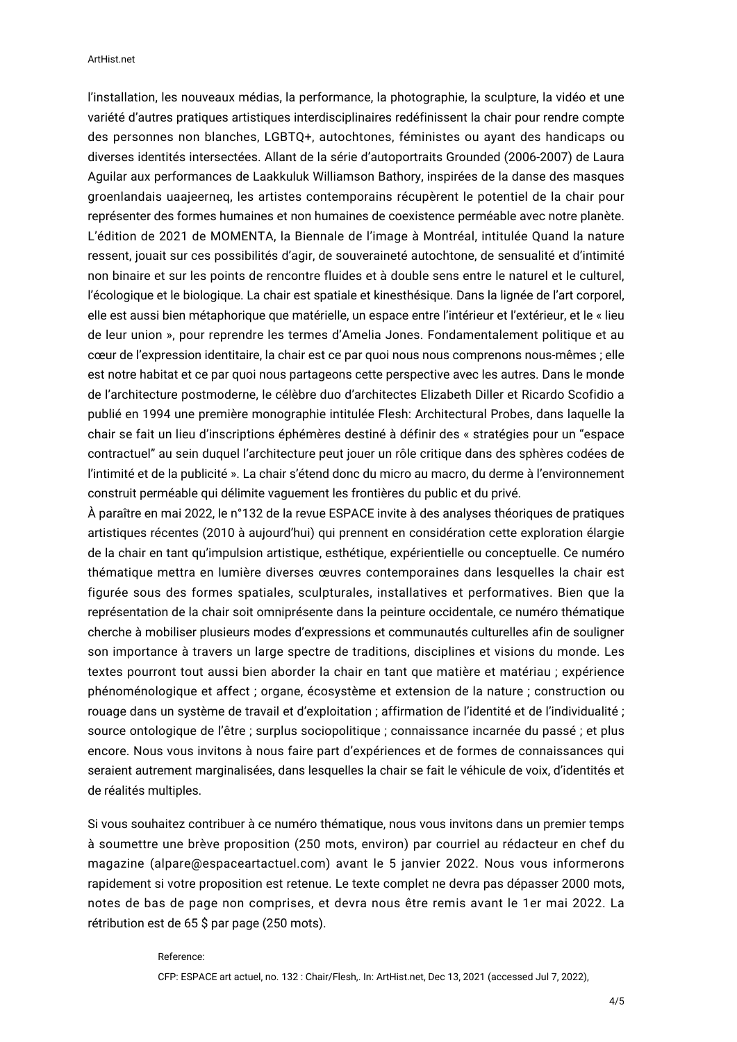l'installation, les nouveaux médias, la performance, la photographie, la sculpture, la vidéo et une variété d'autres pratiques artistiques interdisciplinaires redéfinissent la chair pour rendre compte des personnes non blanches, LGBTQ+, autochtones, féministes ou ayant des handicaps ou diverses identités intersectées. Allant de la série d'autoportraits Grounded (2006-2007) de Laura Aguilar aux performances de Laakkuluk Williamson Bathory, inspirées de la danse des masques groenlandais uaajeerneq, les artistes contemporains récupèrent le potentiel de la chair pour représenter des formes humaines et non humaines de coexistence perméable avec notre planète. L'édition de 2021 de MOMENTA, la Biennale de l'image à Montréal, intitulée Quand la nature ressent, jouait sur ces possibilités d'agir, de souveraineté autochtone, de sensualité et d'intimité non binaire et sur les points de rencontre fluides et à double sens entre le naturel et le culturel, l'écologique et le biologique. La chair est spatiale et kinesthésique. Dans la lignée de l'art corporel, elle est aussi bien métaphorique que matérielle, un espace entre l'intérieur et l'extérieur, et le « lieu de leur union », pour reprendre les termes d'Amelia Jones. Fondamentalement politique et au cœur de l'expression identitaire, la chair est ce par quoi nous nous comprenons nous-mêmes ; elle est notre habitat et ce par quoi nous partageons cette perspective avec les autres. Dans le monde de l'architecture postmoderne, le célèbre duo d'architectes Elizabeth Diller et Ricardo Scofidio a publié en 1994 une première monographie intitulée Flesh: Architectural Probes, dans laquelle la chair se fait un lieu d'inscriptions éphémères destiné à définir des « stratégies pour un "espace contractuel" au sein duquel l'architecture peut jouer un rôle critique dans des sphères codées de l'intimité et de la publicité ». La chair s'étend donc du micro au macro, du derme à l'environnement construit perméable qui délimite vaguement les frontières du public et du privé.
À paraître en mai 2022, le n°132 de la revue ESPACE invite à des analyses théoriques de pratiques artistiques récentes (2010 à aujourd'hui) qui prennent en considération cette exploration élargie de la chair en tant qu'impulsion artistique, esthétique, expérientielle ou conceptuelle. Ce numéro thématique mettra en lumière diverses œuvres contemporaines dans lesquelles la chair est figurée sous des formes spatiales, sculpturales, installatives et performatives. Bien que la représentation de la chair soit omniprésente dans la peinture occidentale, ce numéro thématique cherche à mobiliser plusieurs modes d'expressions et communautés culturelles afin de souligner son importance à travers un large spectre de traditions, disciplines et visions du monde. Les textes pourront tout aussi bien aborder la chair en tant que matière et matériau ; expérience phénoménologique et affect ; organe, écosystème et extension de la nature ; construction ou rouage dans un système de travail et d'exploitation ; affirmation de l'identité et de l'individualité ; source ontologique de l'être ; surplus sociopolitique ; connaissance incarnée du passé ; et plus encore. Nous vous invitons à nous faire part d'expériences et de formes de connaissances qui seraient autrement marginalisées, dans lesquelles la chair se fait le véhicule de voix, d'identités et de réalités multiples.

Si vous souhaitez contribuer à ce numéro thématique, nous vous invitons dans un premier temps à soumettre une brève proposition (250 mots, environ) par courriel au rédacteur en chef du magazine (alpare@espaceartactuel.com) avant le 5 janvier 2022. Nous vous informerons rapidement si votre proposition est retenue. Le texte complet ne devra pas dépasser 2000 mots, notes de bas de page non comprises, et devra nous être remis avant le 1er mai 2022. La rétribution est de 65 $ par page (250 mots).

Reference:

CFP: ESPACE art actuel, no. 132 : Chair/Flesh,. In: ArtHist.net, Dec 13, 2021 (accessed Jul 7, 2022),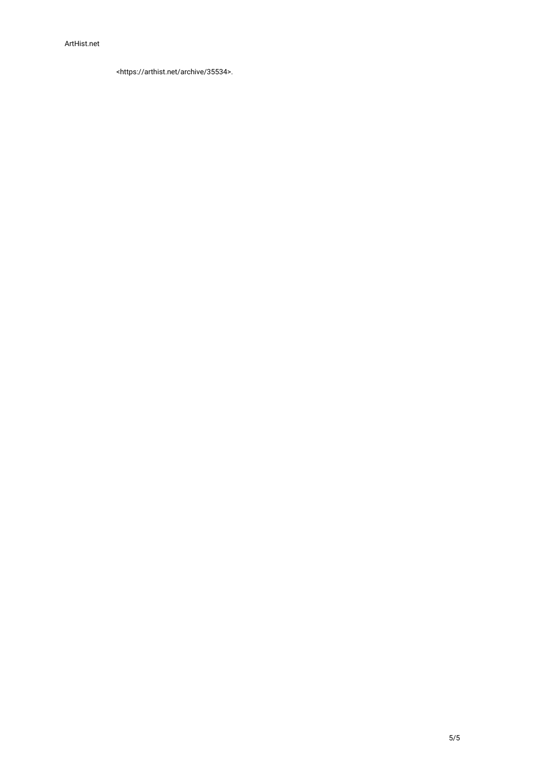<https://arthist.net/archive/35534>.